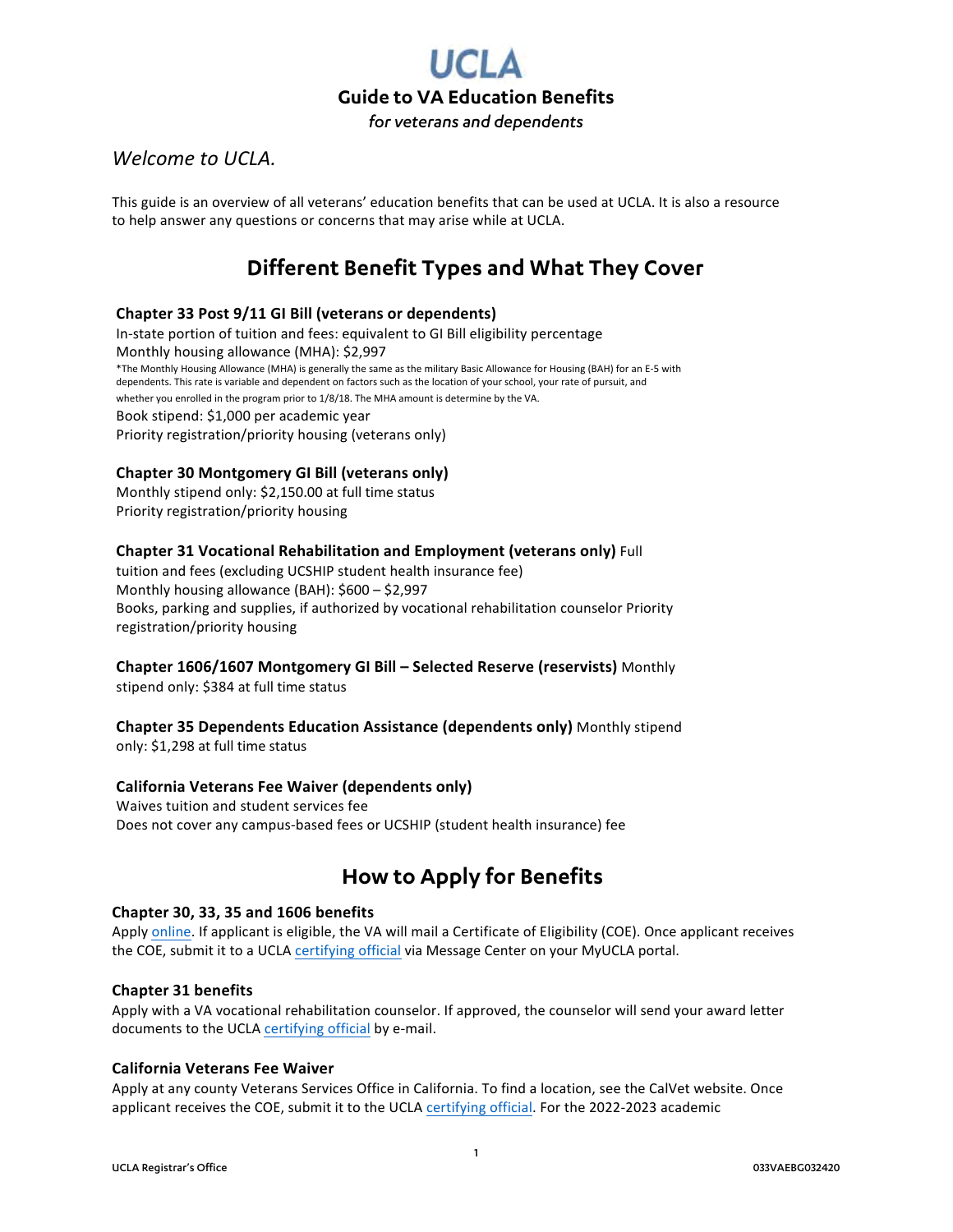# UCLA

## Guide to VA Education Benefits

*for veterans and dependents*

*Welcome to UCLA.*

This guide is an overview of all veterans' education benefits that can be used at UCLA. It is also a resource to help answer any questions or concerns that may arise while at UCLA.

## Different Benefit Types and What They Cover

### Chapter 33 Post 9/11 GI Bill (veterans or dependents)

In-state portion of tuition and fees: equivalent to GI Bill eligibility percentage

Monthly housing allowance (MHA): $2,997

*The Monthly Housing Allowance (MHA) is generally the same as the military Basic Allowance for Housing (BAH) for an E-5 with dependents. This rate is variable and dependent on factors such as the location of your school, your rate of pursuit, and whether you enrolled in the program prior to 1/8/18. The MHA amount is determine by the VA.

Book stipend: $1,000 per academic year

Priority registration/priority housing (veterans only)

### Chapter 30 Montgomery GI Bill (veterans only)

Monthly stipend only: $2,150.00 at full time status

Priority registration/priority housing

### Chapter 31 Vocational Rehabilitation and Employment (veterans only)

Full tuition and fees (excluding UCSHIP student health insurance fee)

Monthly housing allowance (BAH): $600 – $2,997

Books, parking and supplies, if authorized by vocational rehabilitation counselor

Priority registration/priority housing

### Chapter 1606/1607 Montgomery GI Bill – Selected Reserve (reservists)

Monthly stipend only: $384 at full time status

### Chapter 35 Dependents Education Assistance (dependents only)

Monthly stipend only: $1,298 at full time status

### California Veterans Fee Waiver (dependents only)

Waives tuition and student services fee

Does not cover any campus-based fees or UCSHIP (student health insurance) fee

## How to Apply for Benefits

### Chapter 30, 33, 35 and 1606 benefits

Apply online. If applicant is eligible, the VA will mail a Certificate of Eligibility (COE). Once applicant receives the COE, submit it to a UCLA certifying official via Message Center on your MyUCLA portal.

### Chapter 31 benefits

Apply with a VA vocational rehabilitation counselor. If approved, the counselor will send your award letter documents to the UCLA certifying official by e-mail.

### California Veterans Fee Waiver

Apply at any county Veterans Services Office in California. To find a location, see the CalVet website. Once applicant receives the COE, submit it to the UCLA certifying official. For the 2022-2023 academic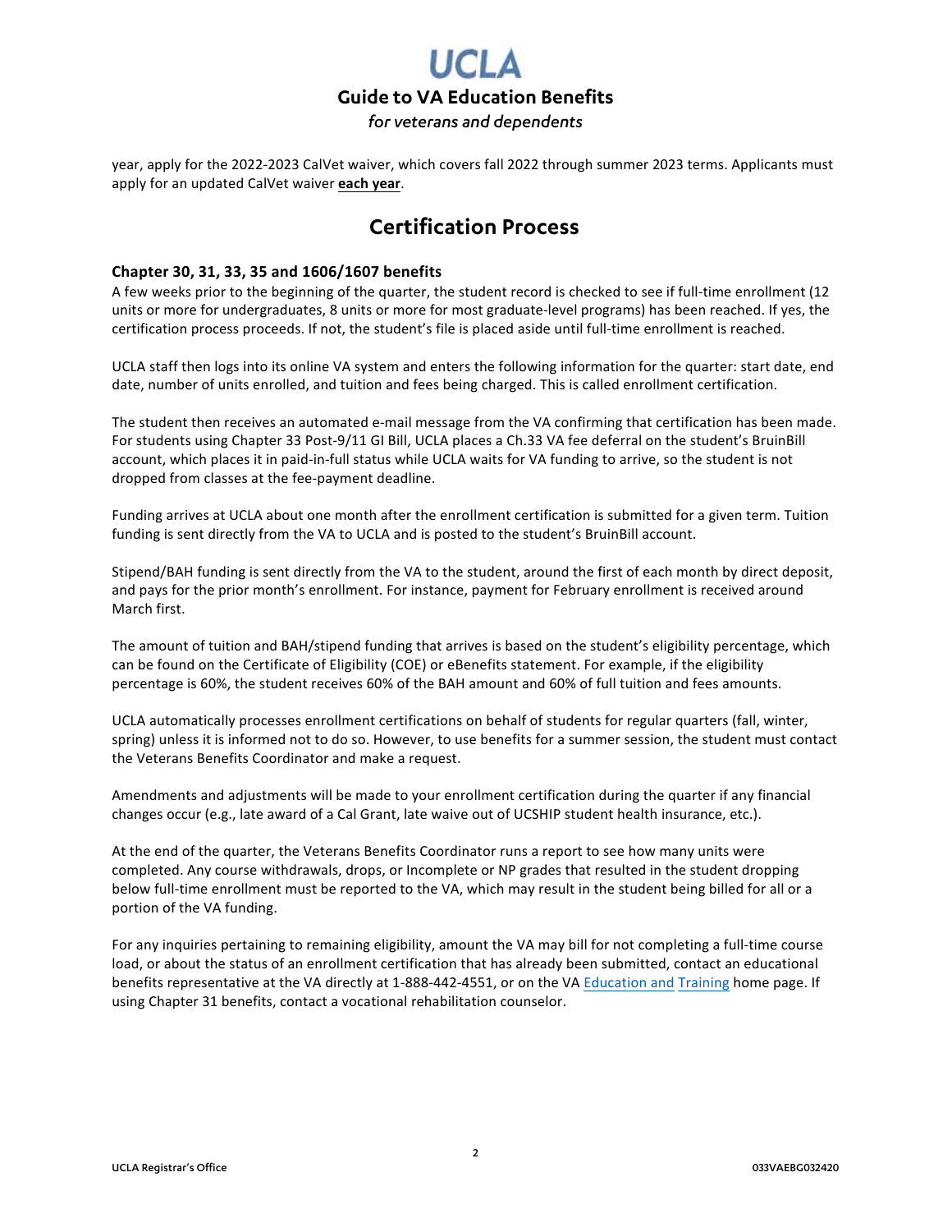year, apply for the 2022-2023 CalVet waiver, which covers fall 2022 through summer 2023 terms. Applicants must apply for an updated CalVet waiver **each year**.

## Certification Process

### Chapter 30, 31, 33, 35 and 1606/1607 benefits

A few weeks prior to the beginning of the quarter, the student record is checked to see if full-time enrollment (12 units or more for undergraduates, 8 units or more for most graduate-level programs) has been reached. If yes, the certification process proceeds. If not, the student's file is placed aside until full-time enrollment is reached.

UCLA staff then logs into its online VA system and enters the following information for the quarter: start date, end date, number of units enrolled, and tuition and fees being charged. This is called enrollment certification.

The student then receives an automated e-mail message from the VA confirming that certification has been made. For students using Chapter 33 Post-9/11 GI Bill, UCLA places a Ch.33 VA fee deferral on the student's BruinBill account, which places it in paid-in-full status while UCLA waits for VA funding to arrive, so the student is not dropped from classes at the fee-payment deadline.

Funding arrives at UCLA about one month after the enrollment certification is submitted for a given term. Tuition funding is sent directly from the VA to UCLA and is posted to the student's BruinBill account.

Stipend/BAH funding is sent directly from the VA to the student, around the first of each month by direct deposit, and pays for the prior month's enrollment. For instance, payment for February enrollment is received around March first.

The amount of tuition and BAH/stipend funding that arrives is based on the student's eligibility percentage, which can be found on the Certificate of Eligibility (COE) or eBenefits statement. For example, if the eligibility percentage is 60%, the student receives 60% of the BAH amount and 60% of full tuition and fees amounts.

UCLA automatically processes enrollment certifications on behalf of students for regular quarters (fall, winter, spring) unless it is informed not to do so. However, to use benefits for a summer session, the student must contact the Veterans Benefits Coordinator and make a request.

Amendments and adjustments will be made to your enrollment certification during the quarter if any financial changes occur (e.g., late award of a Cal Grant, late waive out of UCSHIP student health insurance, etc.).

At the end of the quarter, the Veterans Benefits Coordinator runs a report to see how many units were completed. Any course withdrawals, drops, or Incomplete or NP grades that resulted in the student dropping below full-time enrollment must be reported to the VA, which may result in the student being billed for all or a portion of the VA funding.

For any inquiries pertaining to remaining eligibility, amount the VA may bill for not completing a full-time course load, or about the status of an enrollment certification that has already been submitted, contact an educational benefits representative at the VA directly at 1-888-442-4551, or on the VA Education and Training home page. If using Chapter 31 benefits, contact a vocational rehabilitation counselor.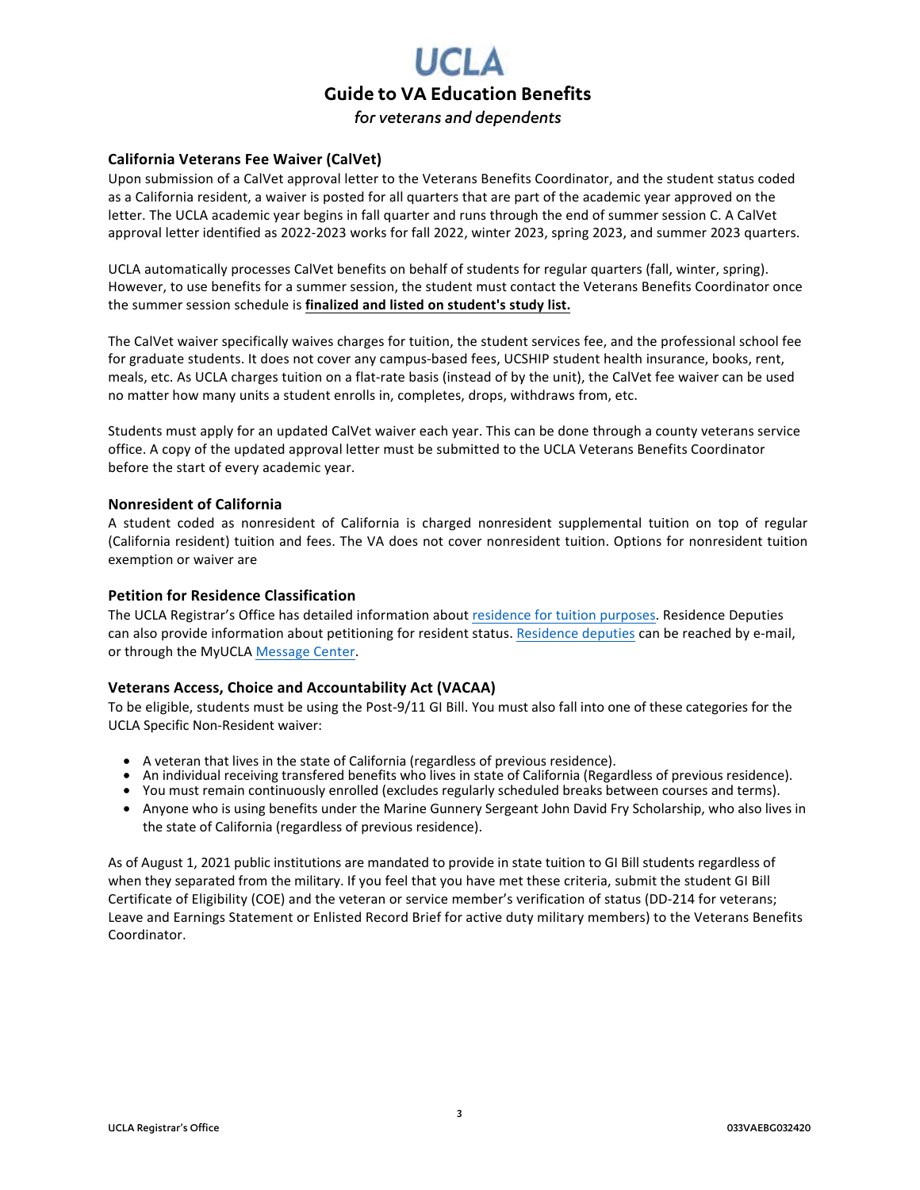# UCLA

## Guide to VA Education Benefits

*for veterans and dependents*

### California Veterans Fee Waiver (CalVet)

Upon submission of a CalVet approval letter to the Veterans Benefits Coordinator, and the student status coded as a California resident, a waiver is posted for all quarters that are part of the academic year approved on the letter. The UCLA academic year begins in fall quarter and runs through the end of summer session C. A CalVet approval letter identified as 2022-2023 works for fall 2022, winter 2023, spring 2023, and summer 2023 quarters.

UCLA automatically processes CalVet benefits on behalf of students for regular quarters (fall, winter, spring). However, to use benefits for a summer session, the student must contact the Veterans Benefits Coordinator once the summer session schedule is **finalized and listed on student's study list.**

The CalVet waiver specifically waives charges for tuition, the student services fee, and the professional school fee for graduate students. It does not cover any campus-based fees, UCSHIP student health insurance, books, rent, meals, etc. As UCLA charges tuition on a flat-rate basis (instead of by the unit), the CalVet fee waiver can be used no matter how many units a student enrolls in, completes, drops, withdraws from, etc.

Students must apply for an updated CalVet waiver each year. This can be done through a county veterans service office. A copy of the updated approval letter must be submitted to the UCLA Veterans Benefits Coordinator before the start of every academic year.

### Nonresident of California

A student coded as nonresident of California is charged nonresident supplemental tuition on top of regular (California resident) tuition and fees. The VA does not cover nonresident tuition. Options for nonresident tuition exemption or waiver are

### Petition for Residence Classification

The UCLA Registrar's Office has detailed information about residence for tuition purposes. Residence Deputies can also provide information about petitioning for resident status. Residence deputies can be reached by e-mail, or through the MyUCLA Message Center.

### Veterans Access, Choice and Accountability Act (VACAA)

To be eligible, students must be using the Post-9/11 GI Bill. You must also fall into one of these categories for the UCLA Specific Non-Resident waiver:

- A veteran that lives in the state of California (regardless of previous residence).
- An individual receiving transfered benefits who lives in state of California (Regardless of previous residence).
- You must remain continuously enrolled (excludes regularly scheduled breaks between courses and terms).
- Anyone who is using benefits under the Marine Gunnery Sergeant John David Fry Scholarship, who also lives in the state of California (regardless of previous residence).

As of August 1, 2021 public institutions are mandated to provide in state tuition to GI Bill students regardless of when they separated from the military. If you feel that you have met these criteria, submit the student GI Bill Certificate of Eligibility (COE) and the veteran or service member's verification of status (DD-214 for veterans; Leave and Earnings Statement or Enlisted Record Brief for active duty military members) to the Veterans Benefits Coordinator.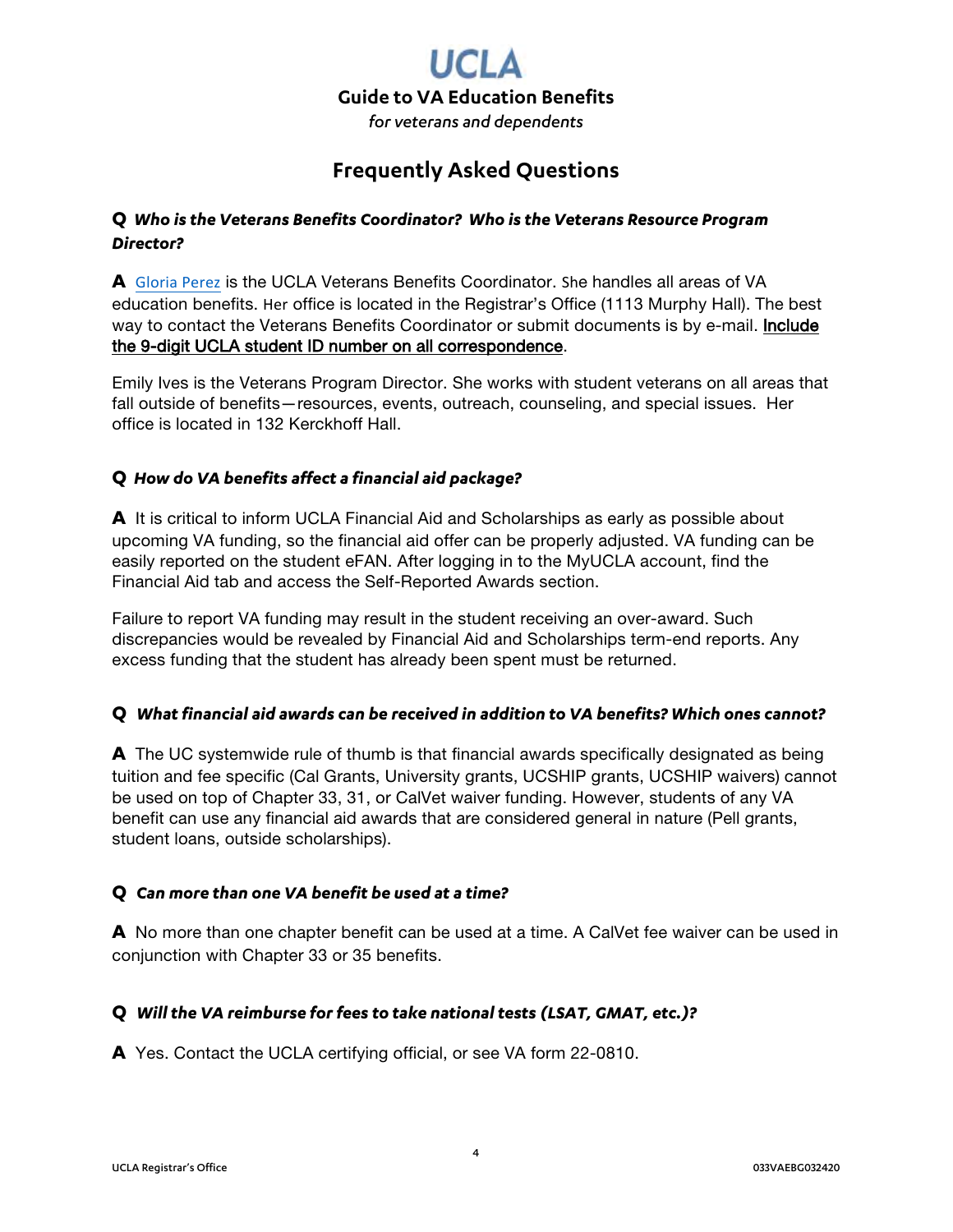# UCLA

**Guide to VA Education Benefits**

*for veterans and dependents*

## Frequently Asked Questions

**Q** ***Who is the Veterans Benefits Coordinator? Who is the Veterans Resource Program Director?***

**A** Gloria Perez is the UCLA Veterans Benefits Coordinator. She handles all areas of VA education benefits. Her office is located in the Registrar's Office (1113 Murphy Hall). The best way to contact the Veterans Benefits Coordinator or submit documents is by e-mail. Include the 9-digit UCLA student ID number on all correspondence.

Emily Ives is the Veterans Program Director. She works with student veterans on all areas that fall outside of benefits—resources, events, outreach, counseling, and special issues. Her office is located in 132 Kerckhoff Hall.

**Q** ***How do VA benefits affect a financial aid package?***

**A** It is critical to inform UCLA Financial Aid and Scholarships as early as possible about upcoming VA funding, so the financial aid offer can be properly adjusted. VA funding can be easily reported on the student eFAN. After logging in to the MyUCLA account, find the Financial Aid tab and access the Self-Reported Awards section.

Failure to report VA funding may result in the student receiving an over-award. Such discrepancies would be revealed by Financial Aid and Scholarships term-end reports. Any excess funding that the student has already been spent must be returned.

**Q** ***What financial aid awards can be received in addition to VA benefits? Which ones cannot?***

**A** The UC systemwide rule of thumb is that financial awards specifically designated as being tuition and fee specific (Cal Grants, University grants, UCSHIP grants, UCSHIP waivers) cannot be used on top of Chapter 33, 31, or CalVet waiver funding. However, students of any VA benefit can use any financial aid awards that are considered general in nature (Pell grants, student loans, outside scholarships).

**Q** ***Can more than one VA benefit be used at a time?***

**A** No more than one chapter benefit can be used at a time. A CalVet fee waiver can be used in conjunction with Chapter 33 or 35 benefits.

**Q** ***Will the VA reimburse for fees to take national tests (LSAT, GMAT, etc.)?***

**A** Yes. Contact the UCLA certifying official, or see VA form 22-0810.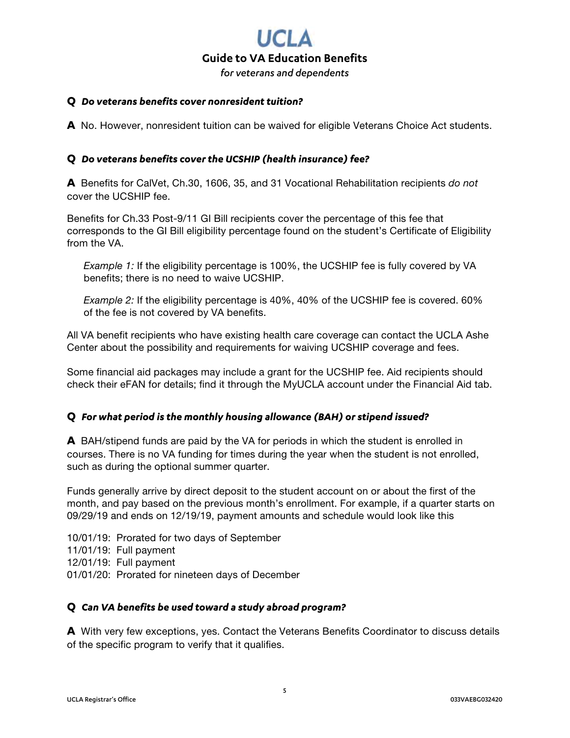**Q** ***Do veterans benefits cover nonresident tuition?***

**A** No. However, nonresident tuition can be waived for eligible Veterans Choice Act students.

**Q** ***Do veterans benefits cover the UCSHIP (health insurance) fee?***

**A** Benefits for CalVet, Ch.30, 1606, 35, and 31 Vocational Rehabilitation recipients *do not* cover the UCSHIP fee.

Benefits for Ch.33 Post-9/11 GI Bill recipients cover the percentage of this fee that corresponds to the GI Bill eligibility percentage found on the student's Certificate of Eligibility from the VA.

> *Example 1:* If the eligibility percentage is 100%, the UCSHIP fee is fully covered by VA benefits; there is no need to waive UCSHIP.
>
> *Example 2:* If the eligibility percentage is 40%, 40% of the UCSHIP fee is covered. 60% of the fee is not covered by VA benefits.

All VA benefit recipients who have existing health care coverage can contact the UCLA Ashe Center about the possibility and requirements for waiving UCSHIP coverage and fees.

Some financial aid packages may include a grant for the UCSHIP fee. Aid recipients should check their eFAN for details; find it through the MyUCLA account under the Financial Aid tab.

**Q** ***For what period is the monthly housing allowance (BAH) or stipend issued?***

**A** BAH/stipend funds are paid by the VA for periods in which the student is enrolled in courses. There is no VA funding for times during the year when the student is not enrolled, such as during the optional summer quarter.

Funds generally arrive by direct deposit to the student account on or about the first of the month, and pay based on the previous month's enrollment. For example, if a quarter starts on 09/29/19 and ends on 12/19/19, payment amounts and schedule would look like this

10/01/19: Prorated for two days of September
11/01/19: Full payment
12/01/19: Full payment
01/01/20: Prorated for nineteen days of December

**Q** ***Can VA benefits be used toward a study abroad program?***

**A** With very few exceptions, yes. Contact the Veterans Benefits Coordinator to discuss details of the specific program to verify that it qualifies.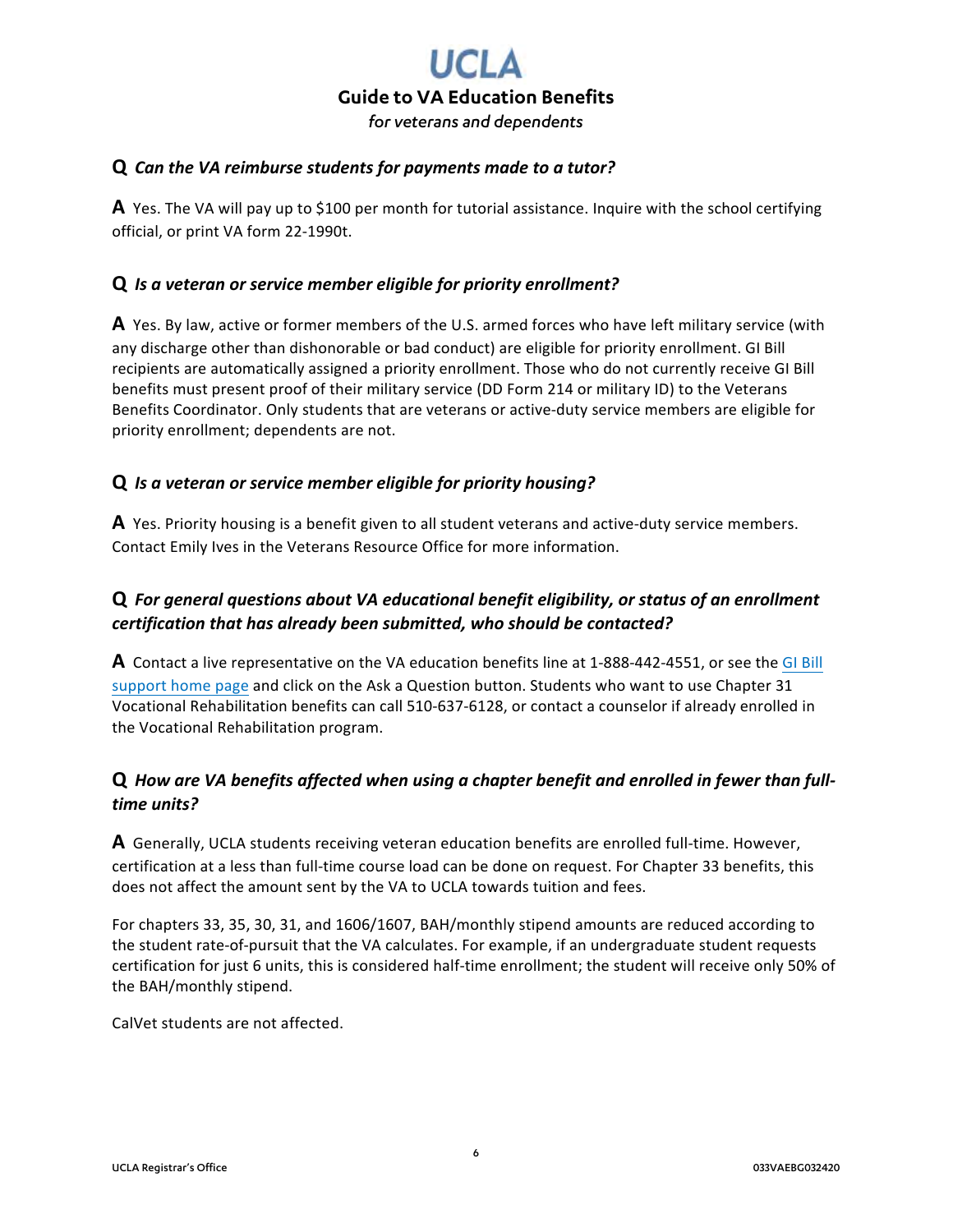**Q** ***Can the VA reimburse students for payments made to a tutor?***

**A** Yes. The VA will pay up to $100 per month for tutorial assistance. Inquire with the school certifying official, or print VA form 22-1990t.

**Q** ***Is a veteran or service member eligible for priority enrollment?***

**A** Yes. By law, active or former members of the U.S. armed forces who have left military service (with any discharge other than dishonorable or bad conduct) are eligible for priority enrollment. GI Bill recipients are automatically assigned a priority enrollment. Those who do not currently receive GI Bill benefits must present proof of their military service (DD Form 214 or military ID) to the Veterans Benefits Coordinator. Only students that are veterans or active-duty service members are eligible for priority enrollment; dependents are not.

**Q** ***Is a veteran or service member eligible for priority housing?***

**A** Yes. Priority housing is a benefit given to all student veterans and active-duty service members. Contact Emily Ives in the Veterans Resource Office for more information.

**Q** ***For general questions about VA educational benefit eligibility, or status of an enrollment certification that has already been submitted, who should be contacted?***

**A** Contact a live representative on the VA education benefits line at 1-888-442-4551, or see the GI Bill support home page and click on the Ask a Question button. Students who want to use Chapter 31 Vocational Rehabilitation benefits can call 510-637-6128, or contact a counselor if already enrolled in the Vocational Rehabilitation program.

**Q** ***How are VA benefits affected when using a chapter benefit and enrolled in fewer than full-time units?***

**A** Generally, UCLA students receiving veteran education benefits are enrolled full-time. However, certification at a less than full-time course load can be done on request. For Chapter 33 benefits, this does not affect the amount sent by the VA to UCLA towards tuition and fees.

For chapters 33, 35, 30, 31, and 1606/1607, BAH/monthly stipend amounts are reduced according to the student rate-of-pursuit that the VA calculates. For example, if an undergraduate student requests certification for just 6 units, this is considered half-time enrollment; the student will receive only 50% of the BAH/monthly stipend.

CalVet students are not affected.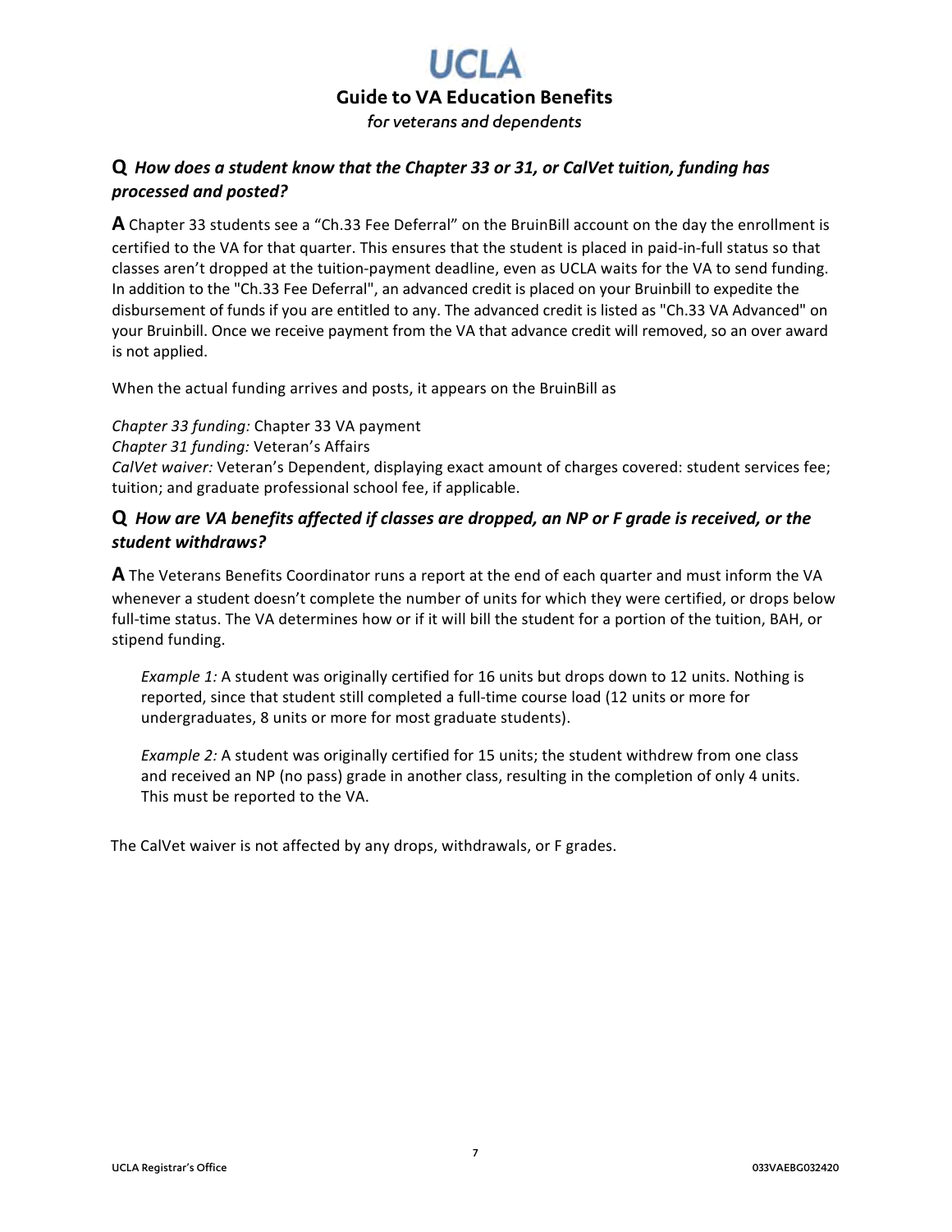**Q** ***How does a student know that the Chapter 33 or 31, or CalVet tuition, funding has processed and posted?***

**A** Chapter 33 students see a "Ch.33 Fee Deferral" on the BruinBill account on the day the enrollment is certified to the VA for that quarter. This ensures that the student is placed in paid-in-full status so that classes aren't dropped at the tuition-payment deadline, even as UCLA waits for the VA to send funding. In addition to the "Ch.33 Fee Deferral", an advanced credit is placed on your Bruinbill to expedite the disbursement of funds if you are entitled to any. The advanced credit is listed as "Ch.33 VA Advanced" on your Bruinbill. Once we receive payment from the VA that advance credit will removed, so an over award is not applied.

When the actual funding arrives and posts, it appears on the BruinBill as

*Chapter 33 funding:* Chapter 33 VA payment
*Chapter 31 funding:* Veteran's Affairs
*CalVet waiver:* Veteran's Dependent, displaying exact amount of charges covered: student services fee; tuition; and graduate professional school fee, if applicable.

**Q** ***How are VA benefits affected if classes are dropped, an NP or F grade is received, or the student withdraws?***

**A** The Veterans Benefits Coordinator runs a report at the end of each quarter and must inform the VA whenever a student doesn't complete the number of units for which they were certified, or drops below full-time status. The VA determines how or if it will bill the student for a portion of the tuition, BAH, or stipend funding.

> *Example 1:* A student was originally certified for 16 units but drops down to 12 units. Nothing is reported, since that student still completed a full-time course load (12 units or more for undergraduates, 8 units or more for most graduate students).
>
> *Example 2:* A student was originally certified for 15 units; the student withdrew from one class and received an NP (no pass) grade in another class, resulting in the completion of only 4 units. This must be reported to the VA.

The CalVet waiver is not affected by any drops, withdrawals, or F grades.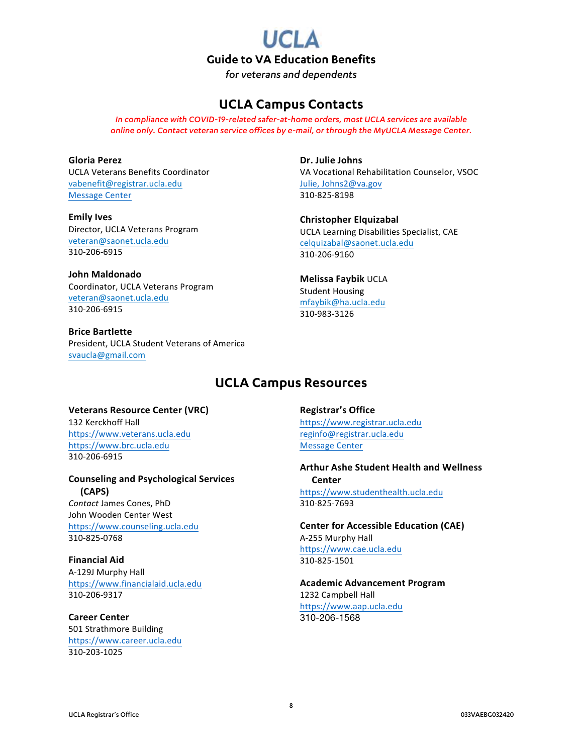# UCLA

## Guide to VA Education Benefits

*for veterans and dependents*

## UCLA Campus Contacts

*In compliance with COVID-19-related safer-at-home orders, most UCLA services are available online only. Contact veteran service offices by e-mail, or through the MyUCLA Message Center.*

**Gloria Perez**
UCLA Veterans Benefits Coordinator
vabenefit@registrar.ucla.edu
Message Center

**Emily Ives**
Director, UCLA Veterans Program
veteran@saonet.ucla.edu
310-206-6915

**John Maldonado**
Coordinator, UCLA Veterans Program
veteran@saonet.ucla.edu
310-206-6915

**Brice Bartlette**
President, UCLA Student Veterans of America
svaucla@gmail.com

**Dr. Julie Johns**
VA Vocational Rehabilitation Counselor, VSOC
Julie, Johns2@va.gov
310-825-8198

**Christopher Elquizabal**
UCLA Learning Disabilities Specialist, CAE
celquizabal@saonet.ucla.edu
310-206-9160

**Melissa Faybik** UCLA
Student Housing
mfaybik@ha.ucla.edu
310-983-3126

## UCLA Campus Resources

**Veterans Resource Center (VRC)**
132 Kerckhoff Hall
https://www.veterans.ucla.edu
https://www.brc.ucla.edu
310-206-6915

**Counseling and Psychological Services (CAPS)**
*Contact* James Cones, PhD
John Wooden Center West
https://www.counseling.ucla.edu
310-825-0768

**Financial Aid**
A-129J Murphy Hall
https://www.financialaid.ucla.edu
310-206-9317

**Career Center**
501 Strathmore Building
https://www.career.ucla.edu
310-203-1025

**Registrar's Office**
https://www.registrar.ucla.edu
reginfo@registrar.ucla.edu
Message Center

**Arthur Ashe Student Health and Wellness Center**
https://www.studenthealth.ucla.edu
310-825-7693

**Center for Accessible Education (CAE)**
A-255 Murphy Hall
https://www.cae.ucla.edu
310-825-1501

**Academic Advancement Program**
1232 Campbell Hall
https://www.aap.ucla.edu
310-206-1568